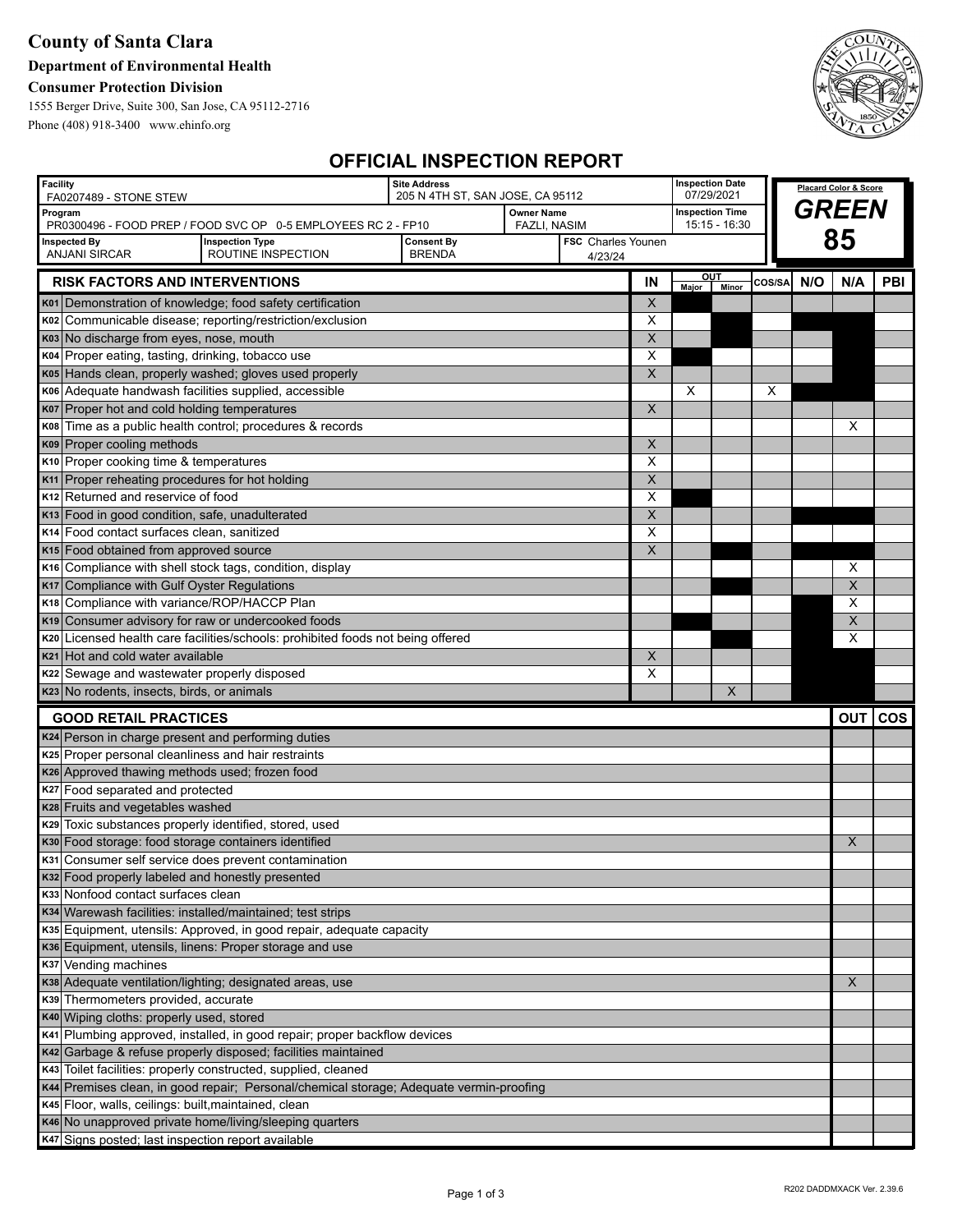# County of Santa Clara

**Department of Environmental Health**

**Consumer Protection Division**

1555 Berger Drive, Suite 300, San Jose, CA 95112-2716

Phone (408) 918-3400 www.ehinfo.org

## OFFICIAL INSPECTION REPORT

| Facility | Site Address | Inspection Date | Placard Color & Score |
|---|---|---|---|
| FA0207489 - STONE STEW | 205 N 4TH ST, SAN JOSE, CA 95112 | 07/29/2021 | **GREEN** |

| Program | Owner Name | Inspection Time |
|---|---|---|
| PR0300496 - FOOD PREP / FOOD SVC OP 0-5 EMPLOYEES RC 2 - FP10 | FAZLI, NASIM | 15:15 - 16:30 |

| Inspected By | Inspection Type | Consent By | FSC | Score |
|---|---|---|---|---|
| ANJANI SIRCAR | ROUTINE INSPECTION | BRENDA | Charles Younen 4/23/24 | **85** |

| RISK FACTORS AND INTERVENTIONS | IN | OUT Major | OUT Minor | COS/SA | N/O | N/A | PBI |
|---|---|---|---|---|---|---|---|
| K01 Demonstration of knowledge; food safety certification | X | | | | | | |
| K02 Communicable disease; reporting/restriction/exclusion | X | | | | | | |
| K03 No discharge from eyes, nose, mouth | X | | | | | | |
| K04 Proper eating, tasting, drinking, tobacco use | X | | | | | | |
| K05 Hands clean, properly washed; gloves used properly | X | | | | | | |
| K06 Adequate handwash facilities supplied, accessible | | X | | X | | | |
| K07 Proper hot and cold holding temperatures | X | | | | | | |
| K08 Time as a public health control; procedures & records | | | | | | X | |
| K09 Proper cooling methods | X | | | | | | |
| K10 Proper cooking time & temperatures | X | | | | | | |
| K11 Proper reheating procedures for hot holding | X | | | | | | |
| K12 Returned and reservice of food | X | | | | | | |
| K13 Food in good condition, safe, unadulterated | X | | | | | | |
| K14 Food contact surfaces clean, sanitized | X | | | | | | |
| K15 Food obtained from approved source | X | | | | | | |
| K16 Compliance with shell stock tags, condition, display | | | | | | X | |
| K17 Compliance with Gulf Oyster Regulations | | | | | | X | |
| K18 Compliance with variance/ROP/HACCP Plan | | | | | | X | |
| K19 Consumer advisory for raw or undercooked foods | | | | | | X | |
| K20 Licensed health care facilities/schools: prohibited foods not being offered | | | | | | X | |
| K21 Hot and cold water available | X | | | | | | |
| K22 Sewage and wastewater properly disposed | X | | | | | | |
| K23 No rodents, insects, birds, or animals | | | X | | | | |

| GOOD RETAIL PRACTICES | OUT | COS |
|---|---|---|
| K24 Person in charge present and performing duties | | |
| K25 Proper personal cleanliness and hair restraints | | |
| K26 Approved thawing methods used; frozen food | | |
| K27 Food separated and protected | | |
| K28 Fruits and vegetables washed | | |
| K29 Toxic substances properly identified, stored, used | | |
| K30 Food storage: food storage containers identified | X | |
| K31 Consumer self service does prevent contamination | | |
| K32 Food properly labeled and honestly presented | | |
| K33 Nonfood contact surfaces clean | | |
| K34 Warewash facilities: installed/maintained; test strips | | |
| K35 Equipment, utensils: Approved, in good repair, adequate capacity | | |
| K36 Equipment, utensils, linens: Proper storage and use | | |
| K37 Vending machines | | |
| K38 Adequate ventilation/lighting; designated areas, use | X | |
| K39 Thermometers provided, accurate | | |
| K40 Wiping cloths: properly used, stored | | |
| K41 Plumbing approved, installed, in good repair; proper backflow devices | | |
| K42 Garbage & refuse properly disposed; facilities maintained | | |
| K43 Toilet facilities: properly constructed, supplied, cleaned | | |
| K44 Premises clean, in good repair; Personal/chemical storage; Adequate vermin-proofing | | |
| K45 Floor, walls, ceilings: built,maintained, clean | | |
| K46 No unapproved private home/living/sleeping quarters | | |
| K47 Signs posted; last inspection report available | | |

R202 DADDMXACK Ver. 2.39.6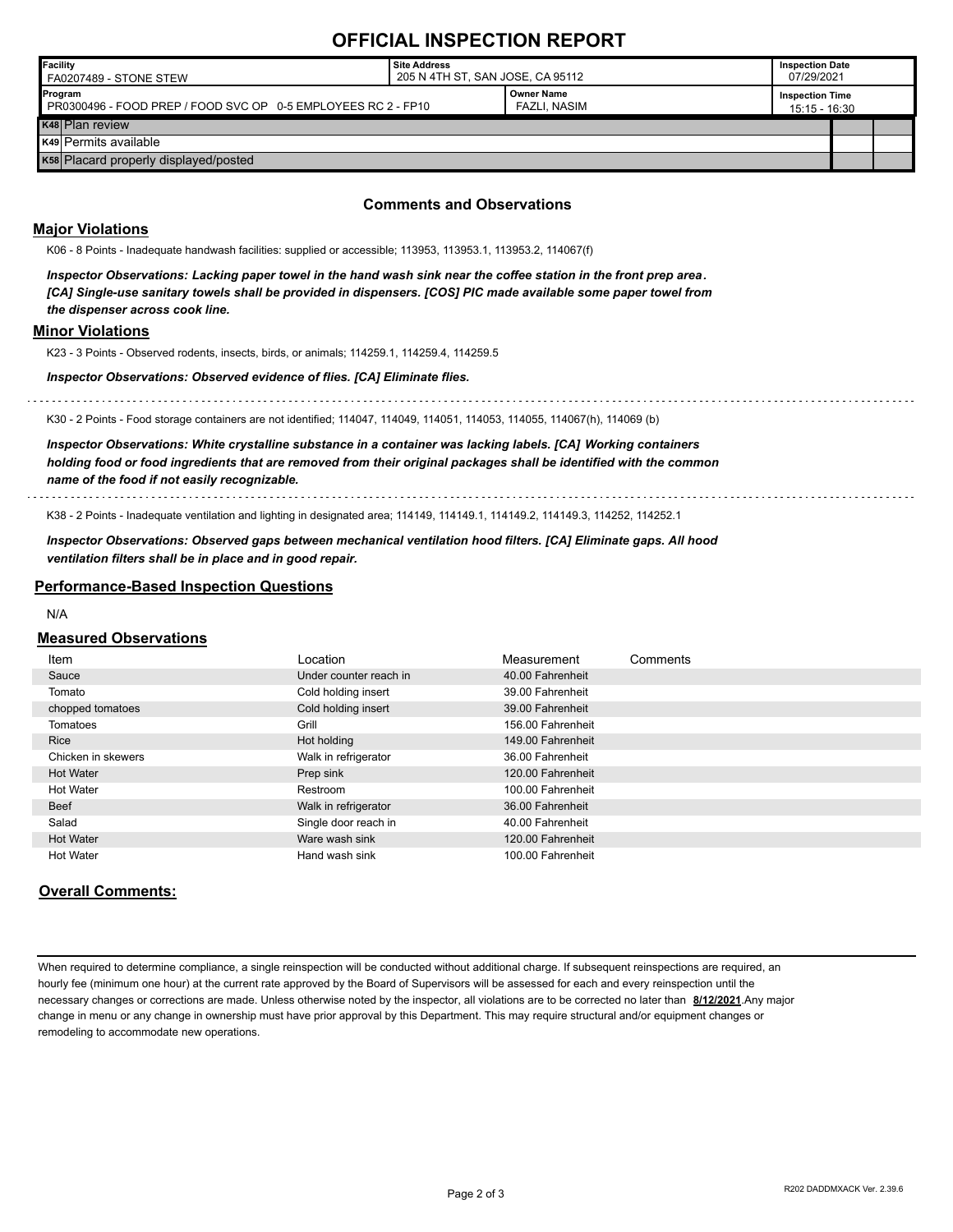# OFFICIAL INSPECTION REPORT

| Facility | Site Address | | Inspection Date |
|---|---|---|---|
| FA0207489 - STONE STEW | 205 N 4TH ST, SAN JOSE, CA 95112 | | 07/29/2021 |
| **Program** | | **Owner Name** | **Inspection Time** |
| PR0300496 - FOOD PREP / FOOD SVC OP 0-5 EMPLOYEES RC 2 - FP10 | | FAZLI, NASIM | 15:15 - 16:30 |

| | | |
|---|---|---|
| K48 Plan review | | |
| K49 Permits available | | |
| K58 Placard properly displayed/posted | | |

### Comments and Observations

## Major Violations

K06 - 8 Points - Inadequate handwash facilities: supplied or accessible; 113953, 113953.1, 113953.2, 114067(f)

***Inspector Observations: Lacking paper towel in the hand wash sink near the coffee station in the front prep area. [CA] Single-use sanitary towels shall be provided in dispensers. [COS] PIC made available some paper towel from the dispenser across cook line.***

## Minor Violations

K23 - 3 Points - Observed rodents, insects, birds, or animals; 114259.1, 114259.4, 114259.5

***Inspector Observations: Observed evidence of flies. [CA] Eliminate flies.***

K30 - 2 Points - Food storage containers are not identified; 114047, 114049, 114051, 114053, 114055, 114067(h), 114069 (b)

***Inspector Observations: White crystalline substance in a container was lacking labels. [CA] Working containers holding food or food ingredients that are removed from their original packages shall be identified with the common name of the food if not easily recognizable.***

K38 - 2 Points - Inadequate ventilation and lighting in designated area; 114149, 114149.1, 114149.2, 114149.3, 114252, 114252.1

***Inspector Observations: Observed gaps between mechanical ventilation hood filters. [CA] Eliminate gaps. All hood ventilation filters shall be in place and in good repair.***

## Performance-Based Inspection Questions

N/A

## Measured Observations

| Item | Location | Measurement | Comments |
|---|---|---|---|
| Sauce | Under counter reach in | 40.00 Fahrenheit | |
| Tomato | Cold holding insert | 39.00 Fahrenheit | |
| chopped tomatoes | Cold holding insert | 39.00 Fahrenheit | |
| Tomatoes | Grill | 156.00 Fahrenheit | |
| Rice | Hot holding | 149.00 Fahrenheit | |
| Chicken in skewers | Walk in refrigerator | 36.00 Fahrenheit | |
| Hot Water | Prep sink | 120.00 Fahrenheit | |
| Hot Water | Restroom | 100.00 Fahrenheit | |
| Beef | Walk in refrigerator | 36.00 Fahrenheit | |
| Salad | Single door reach in | 40.00 Fahrenheit | |
| Hot Water | Ware wash sink | 120.00 Fahrenheit | |
| Hot Water | Hand wash sink | 100.00 Fahrenheit | |

## Overall Comments:

When required to determine compliance, a single reinspection will be conducted without additional charge. If subsequent reinspections are required, an hourly fee (minimum one hour) at the current rate approved by the Board of Supervisors will be assessed for each and every reinspection until the necessary changes or corrections are made. Unless otherwise noted by the inspector, all violations are to be corrected no later than **8/12/2021**.Any major change in menu or any change in ownership must have prior approval by this Department. This may require structural and/or equipment changes or remodeling to accommodate new operations.

R202 DADDMXACK Ver. 2.39.6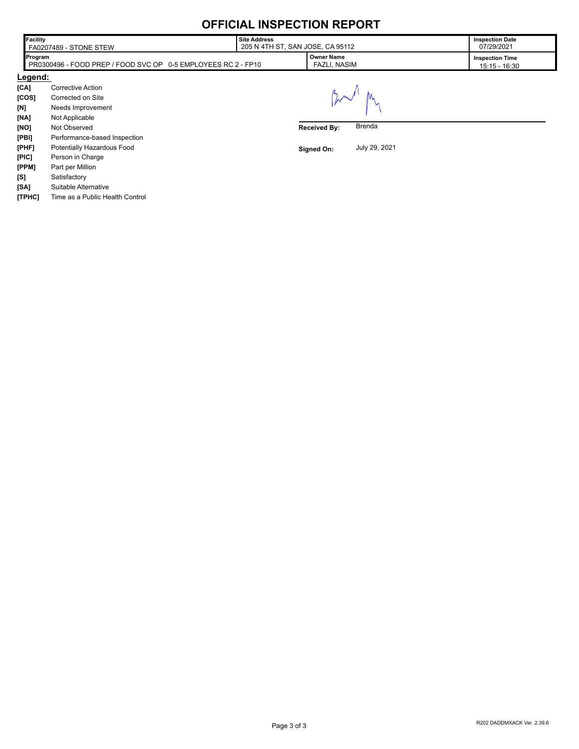# OFFICIAL INSPECTION REPORT

| Facility | Site Address | | Inspection Date |
|---|---|---|---|
| FA0207489 - STONE STEW | 205 N 4TH ST, SAN JOSE, CA 95112 | | 07/29/2021 |
| **Program** | | **Owner Name** | **Inspection Time** |
| PR0300496 - FOOD PREP / FOOD SVC OP 0-5 EMPLOYEES RC 2 - FP10 | | FAZLI, NASIM | 15:15 - 16:30 |

**Legend:**

| | |
|---|---|
| [CA] | Corrective Action |
| [COS] | Corrected on Site |
| [N] | Needs Improvement |
| [NA] | Not Applicable |
| [NO] | Not Observed |
| [PBI] | Performance-based Inspection |
| [PHF] | Potentially Hazardous Food |
| [PIC] | Person in Charge |
| [PPM] | Part per Million |
| [S] | Satisfactory |
| [SA] | Suitable Alternative |
| [TPHC] | Time as a Public Health Control |

**Received By:** Brenda

**Signed On:** July 29, 2021

R202 DADDMXACK Ver. 2.39.6